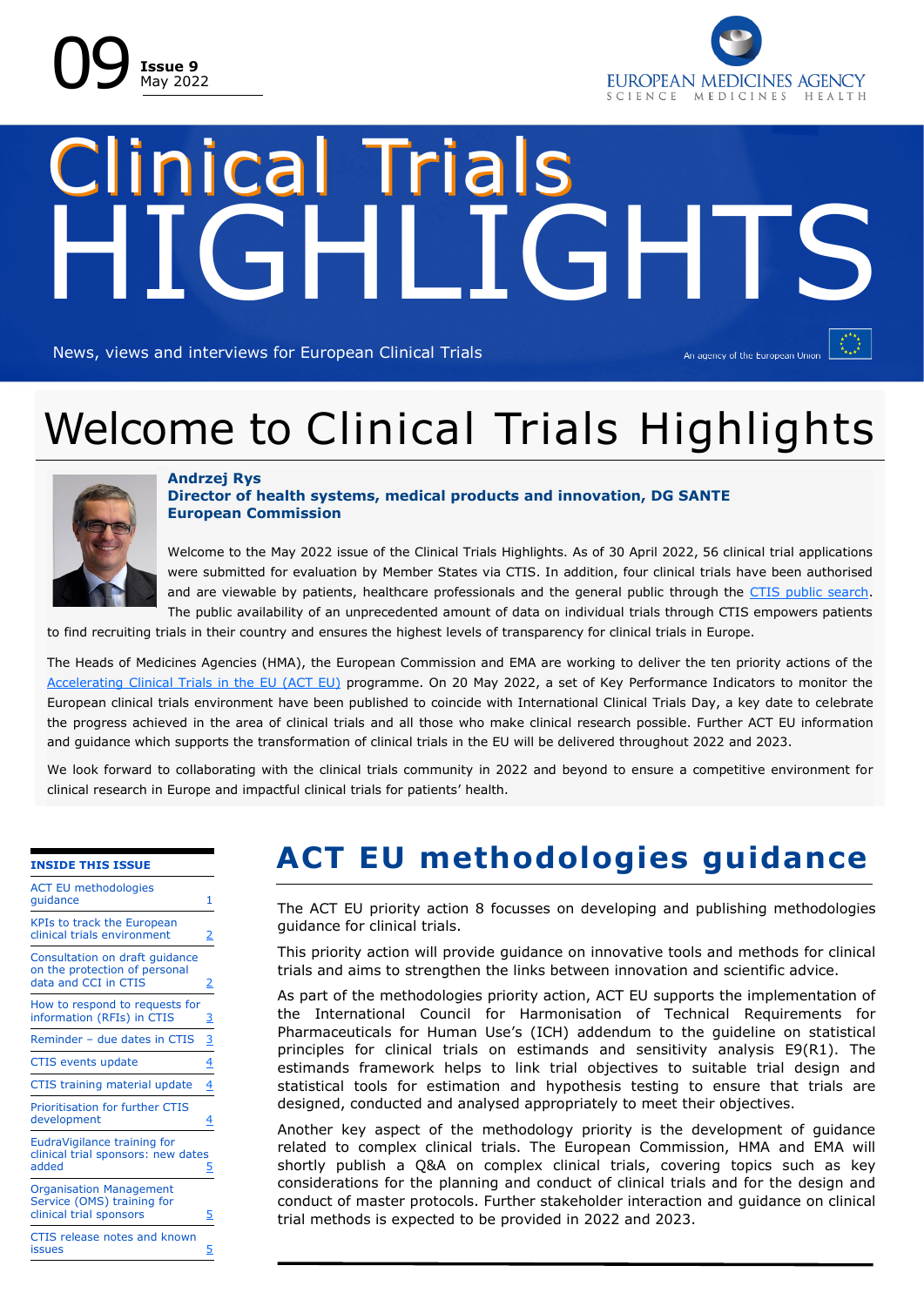09 **Issue 9** May 2022

EUROPEAN MEDICINES AGENCY
SCIENCE MEDICINES HEALTH

# Clinical Trials HIGHLIGHTS

News, views and interviews for European Clinical Trials

An agency of the European Union

## Welcome to Clinical Trials Highlights

**Andrzej Rys**
**Director of health systems, medical products and innovation, DG SANTE**
**European Commission**

Welcome to the May 2022 issue of the Clinical Trials Highlights. As of 30 April 2022, 56 clinical trial applications were submitted for evaluation by Member States via CTIS. In addition, four clinical trials have been authorised and are viewable by patients, healthcare professionals and the general public through the CTIS public search. The public availability of an unprecedented amount of data on individual trials through CTIS empowers patients to find recruiting trials in their country and ensures the highest levels of transparency for clinical trials in Europe.

The Heads of Medicines Agencies (HMA), the European Commission and EMA are working to deliver the ten priority actions of the Accelerating Clinical Trials in the EU (ACT EU) programme. On 20 May 2022, a set of Key Performance Indicators to monitor the European clinical trials environment have been published to coincide with International Clinical Trials Day, a key date to celebrate the progress achieved in the area of clinical trials and all those who make clinical research possible. Further ACT EU information and guidance which supports the transformation of clinical trials in the EU will be delivered throughout 2022 and 2023.

We look forward to collaborating with the clinical trials community in 2022 and beyond to ensure a competitive environment for clinical research in Europe and impactful clinical trials for patients' health.

**INSIDE THIS ISSUE**

| | |
|---|---|
| ACT EU methodologies guidance | 1 |
| KPIs to track the European clinical trials environment | 2 |
| Consultation on draft guidance on the protection of personal data and CCI in CTIS | 2 |
| How to respond to requests for information (RFIs) in CTIS | 3 |
| Reminder – due dates in CTIS | 3 |
| CTIS events update | 4 |
| CTIS training material update | 4 |
| Prioritisation for further CTIS development | 4 |
| EudraVigilance training for clinical trial sponsors: new dates added | 5 |
| Organisation Management Service (OMS) training for clinical trial sponsors | 5 |
| CTIS release notes and known issues | 5 |

## ACT EU methodologies guidance

The ACT EU priority action 8 focusses on developing and publishing methodologies guidance for clinical trials.

This priority action will provide guidance on innovative tools and methods for clinical trials and aims to strengthen the links between innovation and scientific advice.

As part of the methodologies priority action, ACT EU supports the implementation of the International Council for Harmonisation of Technical Requirements for Pharmaceuticals for Human Use's (ICH) addendum to the guideline on statistical principles for clinical trials on estimands and sensitivity analysis E9(R1). The estimands framework helps to link trial objectives to suitable trial design and statistical tools for estimation and hypothesis testing to ensure that trials are designed, conducted and analysed appropriately to meet their objectives.

Another key aspect of the methodology priority is the development of guidance related to complex clinical trials. The European Commission, HMA and EMA will shortly publish a Q&A on complex clinical trials, covering topics such as key considerations for the planning and conduct of clinical trials and for the design and conduct of master protocols. Further stakeholder interaction and guidance on clinical trial methods is expected to be provided in 2022 and 2023.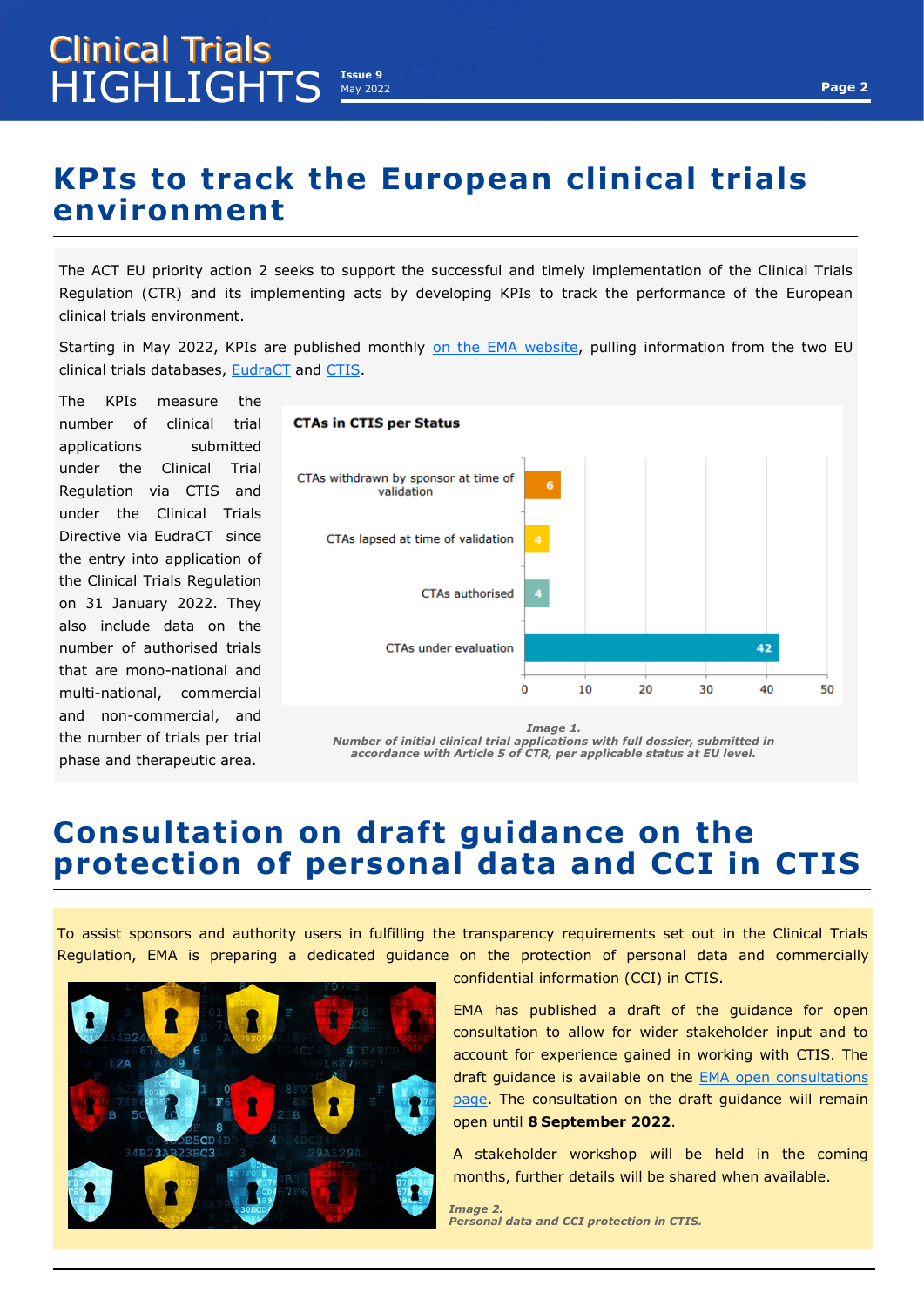# KPIs to track the European clinical trials environment

The ACT EU priority action 2 seeks to support the successful and timely implementation of the Clinical Trials Regulation (CTR) and its implementing acts by developing KPIs to track the performance of the European clinical trials environment.

Starting in May 2022, KPIs are published monthly on the EMA website, pulling information from the two EU clinical trials databases, EudraCT and CTIS.

The KPIs measure the number of clinical trial applications submitted under the Clinical Trial Regulation via CTIS and under the Clinical Trials Directive via EudraCT since the entry into application of the Clinical Trials Regulation on 31 January 2022. They also include data on the number of authorised trials that are mono-national and multi-national, commercial and non-commercial, and the number of trials per trial phase and therapeutic area.

**CTAs in CTIS per Status**

| Status | Number |
| --- | --- |
| CTAs withdrawn by sponsor at time of validation | 6 |
| CTAs lapsed at time of validation | 4 |
| CTAs authorised | 4 |
| CTAs under evaluation | 42 |

***Image 1.***
***Number of initial clinical trial applications with full dossier, submitted in accordance with Article 5 of CTR, per applicable status at EU level.***

# Consultation on draft guidance on the protection of personal data and CCI in CTIS

To assist sponsors and authority users in fulfilling the transparency requirements set out in the Clinical Trials Regulation, EMA is preparing a dedicated guidance on the protection of personal data and commercially confidential information (CCI) in CTIS.

EMA has published a draft of the guidance for open consultation to allow for wider stakeholder input and to account for experience gained in working with CTIS. The draft guidance is available on the EMA open consultations page. The consultation on the draft guidance will remain open until **8 September 2022**.

A stakeholder workshop will be held in the coming months, further details will be shared when available.

***Image 2.***
***Personal data and CCI protection in CTIS.***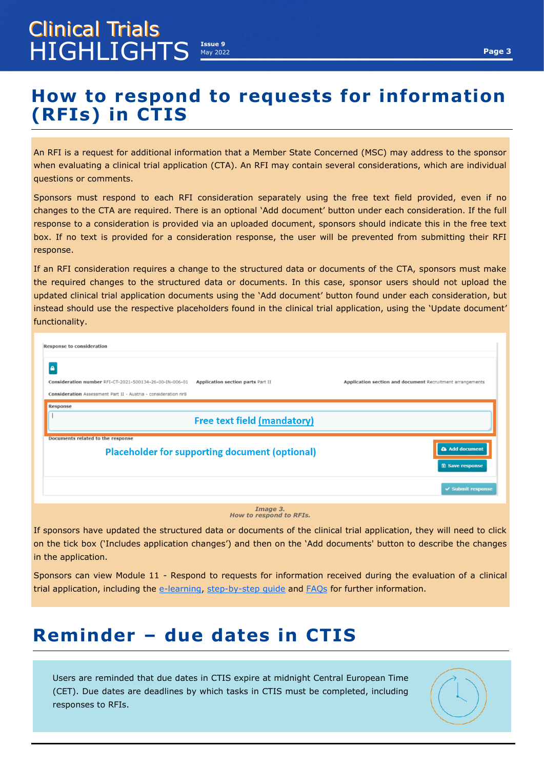# How to respond to requests for information (RFIs) in CTIS

An RFI is a request for additional information that a Member State Concerned (MSC) may address to the sponsor when evaluating a clinical trial application (CTA). An RFI may contain several considerations, which are individual questions or comments.

Sponsors must respond to each RFI consideration separately using the free text field provided, even if no changes to the CTA are required. There is an optional 'Add document' button under each consideration. If the full response to a consideration is provided via an uploaded document, sponsors should indicate this in the free text box. If no text is provided for a consideration response, the user will be prevented from submitting their RFI response.

If an RFI consideration requires a change to the structured data or documents of the CTA, sponsors must make the required changes to the structured data or documents. In this case, sponsor users should not upload the updated clinical trial application documents using the 'Add document' button found under each consideration, but instead should use the respective placeholders found in the clinical trial application, using the 'Update document' functionality.

*Image 3.*
*How to respond to RFIs.*

If sponsors have updated the structured data or documents of the clinical trial application, they will need to click on the tick box ('Includes application changes') and then on the 'Add documents' button to describe the changes in the application.

Sponsors can view Module 11 - Respond to requests for information received during the evaluation of a clinical trial application, including the e-learning, step-by-step guide and FAQs for further information.

# Reminder – due dates in CTIS

Users are reminded that due dates in CTIS expire at midnight Central European Time (CET). Due dates are deadlines by which tasks in CTIS must be completed, including responses to RFIs.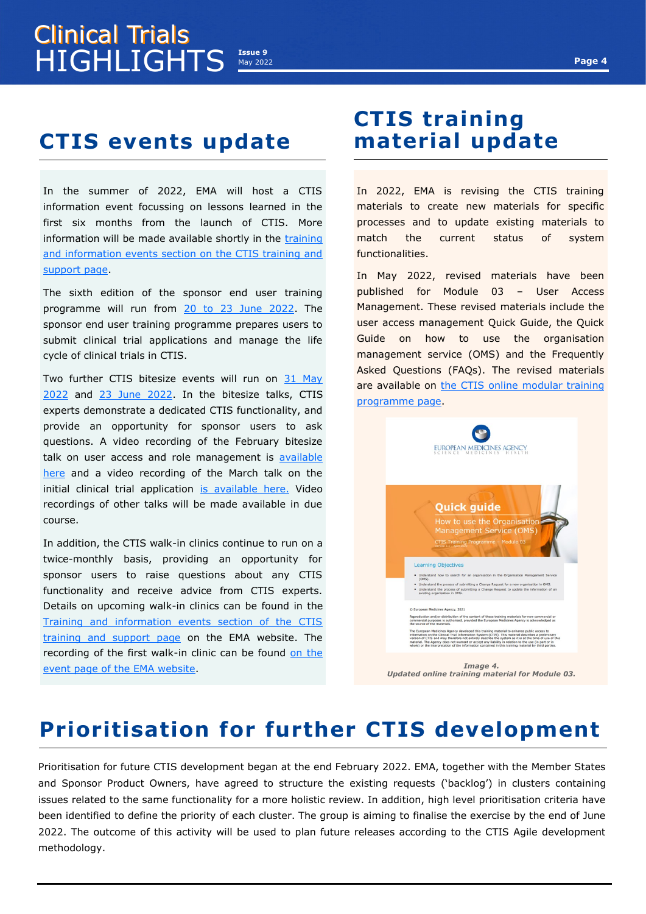## CTIS events update

In the summer of 2022, EMA will host a CTIS information event focussing on lessons learned in the first six months from the launch of CTIS. More information will be made available shortly in the training and information events section on the CTIS training and support page.

The sixth edition of the sponsor end user training programme will run from 20 to 23 June 2022. The sponsor end user training programme prepares users to submit clinical trial applications and manage the life cycle of clinical trials in CTIS.

Two further CTIS bitesize events will run on 31 May 2022 and 23 June 2022. In the bitesize talks, CTIS experts demonstrate a dedicated CTIS functionality, and provide an opportunity for sponsor users to ask questions. A video recording of the February bitesize talk on user access and role management is available here and a video recording of the March talk on the initial clinical trial application is available here. Video recordings of other talks will be made available in due course.

In addition, the CTIS walk-in clinics continue to run on a twice-monthly basis, providing an opportunity for sponsor users to raise questions about any CTIS functionality and receive advice from CTIS experts. Details on upcoming walk-in clinics can be found in the Training and information events section of the CTIS training and support page on the EMA website. The recording of the first walk-in clinic can be found on the event page of the EMA website.

## CTIS training material update

In 2022, EMA is revising the CTIS training materials to create new materials for specific processes and to update existing materials to match the current status of system functionalities.

In May 2022, revised materials have been published for Module 03 – User Access Management. These revised materials include the user access management Quick Guide, the Quick Guide on how to use the organisation management service (OMS) and the Frequently Asked Questions (FAQs). The revised materials are available on the CTIS online modular training programme page.

*Image 4.*
*Updated online training material for Module 03.*

## Prioritisation for further CTIS development

Prioritisation for future CTIS development began at the end February 2022. EMA, together with the Member States and Sponsor Product Owners, have agreed to structure the existing requests ('backlog') in clusters containing issues related to the same functionality for a more holistic review. In addition, high level prioritisation criteria have been identified to define the priority of each cluster. The group is aiming to finalise the exercise by the end of June 2022. The outcome of this activity will be used to plan future releases according to the CTIS Agile development methodology.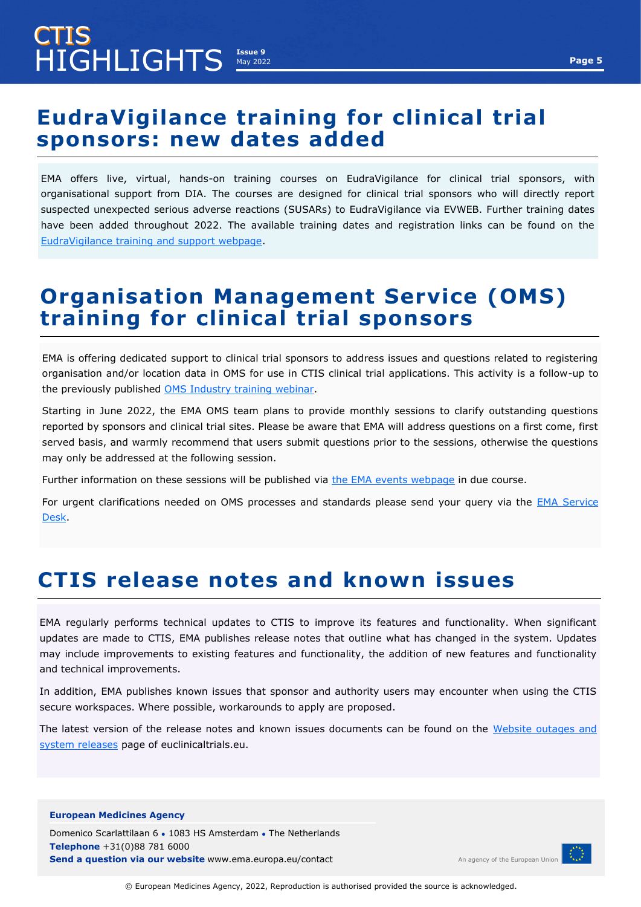## EudraVigilance training for clinical trial sponsors: new dates added

EMA offers live, virtual, hands-on training courses on EudraVigilance for clinical trial sponsors, with organisational support from DIA. The courses are designed for clinical trial sponsors who will directly report suspected unexpected serious adverse reactions (SUSARs) to EudraVigilance via EVWEB. Further training dates have been added throughout 2022. The available training dates and registration links can be found on the EudraVigilance training and support webpage.

## Organisation Management Service (OMS) training for clinical trial sponsors

EMA is offering dedicated support to clinical trial sponsors to address issues and questions related to registering organisation and/or location data in OMS for use in CTIS clinical trial applications. This activity is a follow-up to the previously published OMS Industry training webinar.

Starting in June 2022, the EMA OMS team plans to provide monthly sessions to clarify outstanding questions reported by sponsors and clinical trial sites. Please be aware that EMA will address questions on a first come, first served basis, and warmly recommend that users submit questions prior to the sessions, otherwise the questions may only be addressed at the following session.

Further information on these sessions will be published via the EMA events webpage in due course.

For urgent clarifications needed on OMS processes and standards please send your query via the EMA Service Desk.

## CTIS release notes and known issues

EMA regularly performs technical updates to CTIS to improve its features and functionality. When significant updates are made to CTIS, EMA publishes release notes that outline what has changed in the system. Updates may include improvements to existing features and functionality, the addition of new features and functionality and technical improvements.

In addition, EMA publishes known issues that sponsor and authority users may encounter when using the CTIS secure workspaces. Where possible, workarounds to apply are proposed.

The latest version of the release notes and known issues documents can be found on the Website outages and system releases page of euclinicaltrials.eu.

**European Medicines Agency**

Domenico Scarlattilaan 6 • 1083 HS Amsterdam • The Netherlands
**Telephone** +31(0)88 781 6000
**Send a question via our website** www.ema.europa.eu/contact

An agency of the European Union

© European Medicines Agency, 2022, Reproduction is authorised provided the source is acknowledged.